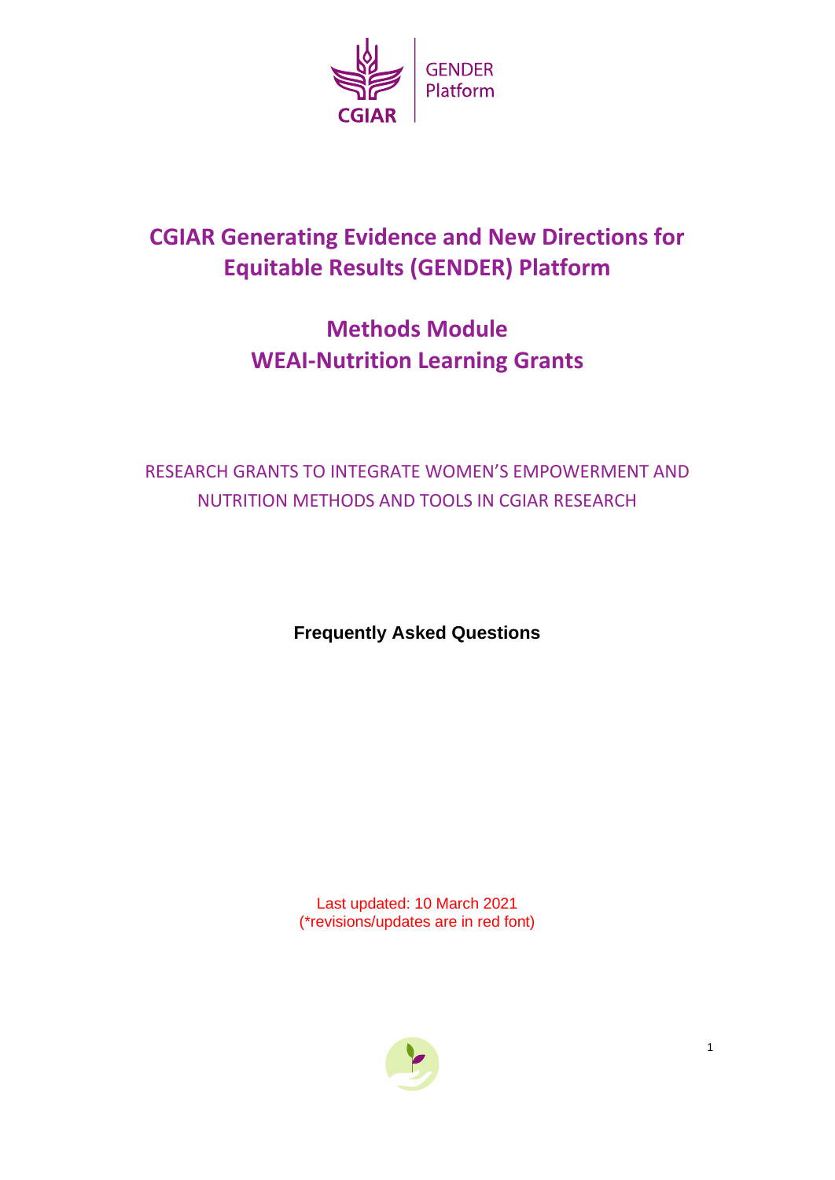GENDER
Platform

CGIAR

# CGIAR Generating Evidence and New Directions for Equitable Results (GENDER) Platform

## Methods Module
## WEAI-Nutrition Learning Grants

RESEARCH GRANTS TO INTEGRATE WOMEN'S EMPOWERMENT AND NUTRITION METHODS AND TOOLS IN CGIAR RESEARCH

**Frequently Asked Questions**

Last updated: 10 March 2021
(*revisions/updates are in red font)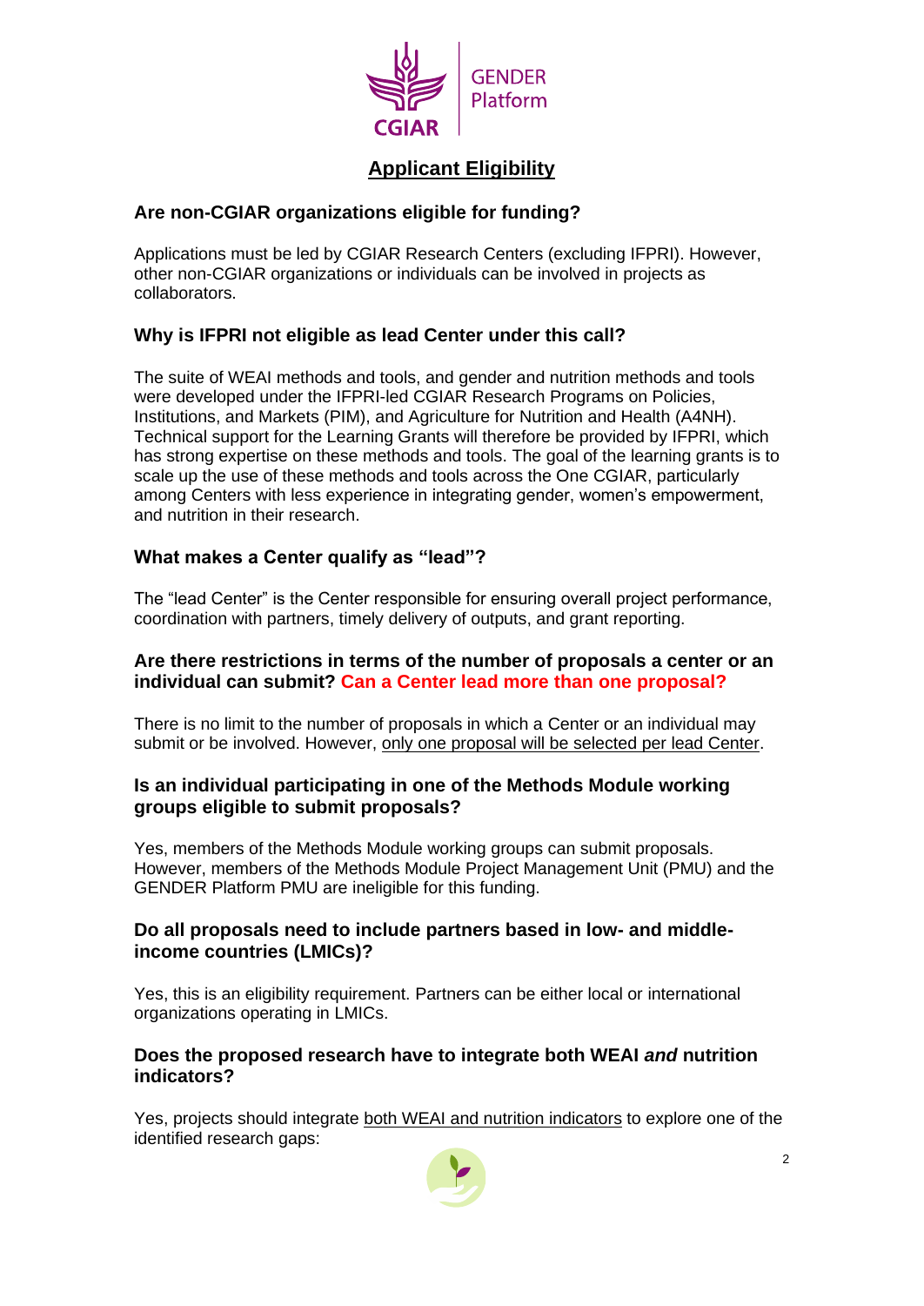## Applicant Eligibility

### Are non-CGIAR organizations eligible for funding?

Applications must be led by CGIAR Research Centers (excluding IFPRI). However, other non-CGIAR organizations or individuals can be involved in projects as collaborators.

### Why is IFPRI not eligible as lead Center under this call?

The suite of WEAI methods and tools, and gender and nutrition methods and tools were developed under the IFPRI-led CGIAR Research Programs on Policies, Institutions, and Markets (PIM), and Agriculture for Nutrition and Health (A4NH). Technical support for the Learning Grants will therefore be provided by IFPRI, which has strong expertise on these methods and tools. The goal of the learning grants is to scale up the use of these methods and tools across the One CGIAR, particularly among Centers with less experience in integrating gender, women's empowerment, and nutrition in their research.

### What makes a Center qualify as "lead"?

The "lead Center" is the Center responsible for ensuring overall project performance, coordination with partners, timely delivery of outputs, and grant reporting.

### Are there restrictions in terms of the number of proposals a center or an individual can submit? Can a Center lead more than one proposal?

There is no limit to the number of proposals in which a Center or an individual may submit or be involved. However, only one proposal will be selected per lead Center.

### Is an individual participating in one of the Methods Module working groups eligible to submit proposals?

Yes, members of the Methods Module working groups can submit proposals. However, members of the Methods Module Project Management Unit (PMU) and the GENDER Platform PMU are ineligible for this funding.

### Do all proposals need to include partners based in low- and middle-income countries (LMICs)?

Yes, this is an eligibility requirement. Partners can be either local or international organizations operating in LMICs.

### Does the proposed research have to integrate both WEAI *and* nutrition indicators?

Yes, projects should integrate both WEAI and nutrition indicators to explore one of the identified research gaps: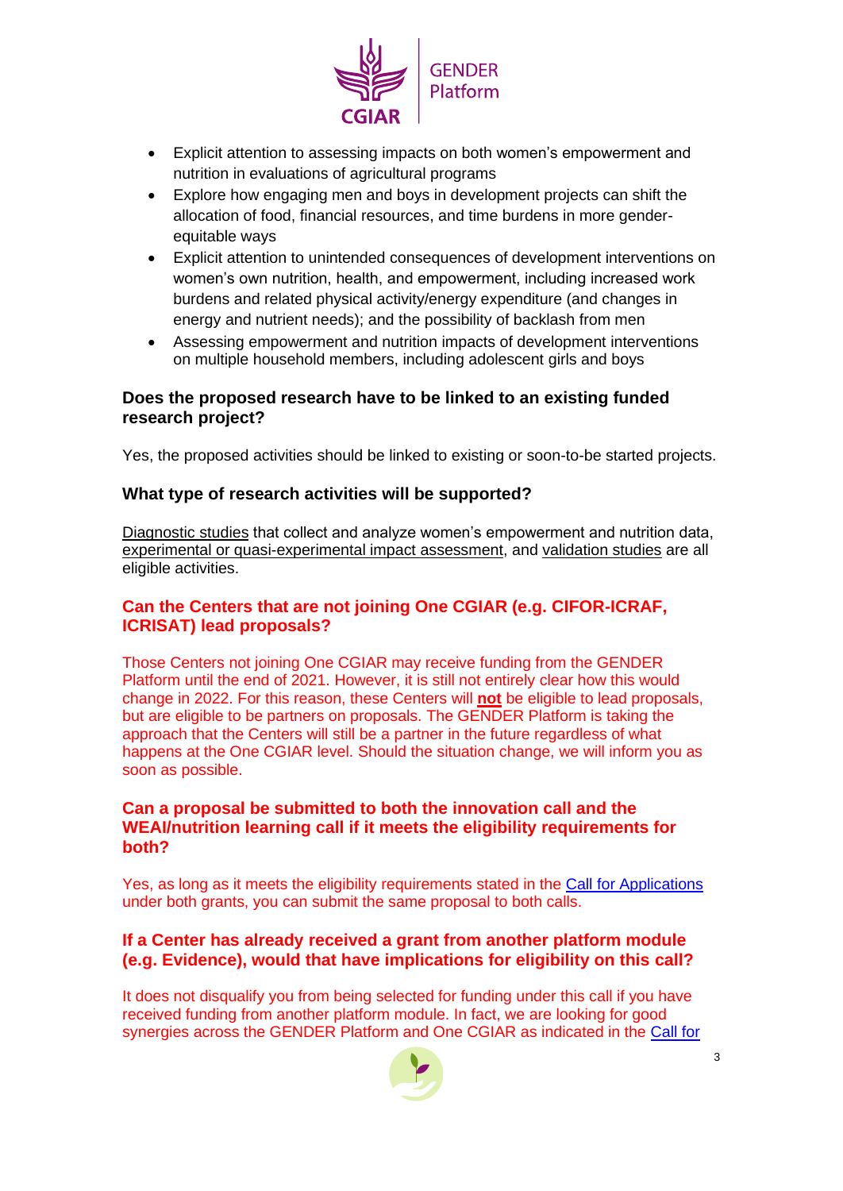- Explicit attention to assessing impacts on both women's empowerment and nutrition in evaluations of agricultural programs
- Explore how engaging men and boys in development projects can shift the allocation of food, financial resources, and time burdens in more gender-equitable ways
- Explicit attention to unintended consequences of development interventions on women's own nutrition, health, and empowerment, including increased work burdens and related physical activity/energy expenditure (and changes in energy and nutrient needs); and the possibility of backlash from men
- Assessing empowerment and nutrition impacts of development interventions on multiple household members, including adolescent girls and boys

### Does the proposed research have to be linked to an existing funded research project?

Yes, the proposed activities should be linked to existing or soon-to-be started projects.

### What type of research activities will be supported?

Diagnostic studies that collect and analyze women's empowerment and nutrition data, experimental or quasi-experimental impact assessment, and validation studies are all eligible activities.

### Can the Centers that are not joining One CGIAR (e.g. CIFOR-ICRAF, ICRISAT) lead proposals?

Those Centers not joining One CGIAR may receive funding from the GENDER Platform until the end of 2021. However, it is still not entirely clear how this would change in 2022. For this reason, these Centers will **not** be eligible to lead proposals, but are eligible to be partners on proposals. The GENDER Platform is taking the approach that the Centers will still be a partner in the future regardless of what happens at the One CGIAR level. Should the situation change, we will inform you as soon as possible.

### Can a proposal be submitted to both the innovation call and the WEAI/nutrition learning call if it meets the eligibility requirements for both?

Yes, as long as it meets the eligibility requirements stated in the Call for Applications under both grants, you can submit the same proposal to both calls.

### If a Center has already received a grant from another platform module (e.g. Evidence), would that have implications for eligibility on this call?

It does not disqualify you from being selected for funding under this call if you have received funding from another platform module. In fact, we are looking for good synergies across the GENDER Platform and One CGIAR as indicated in the Call for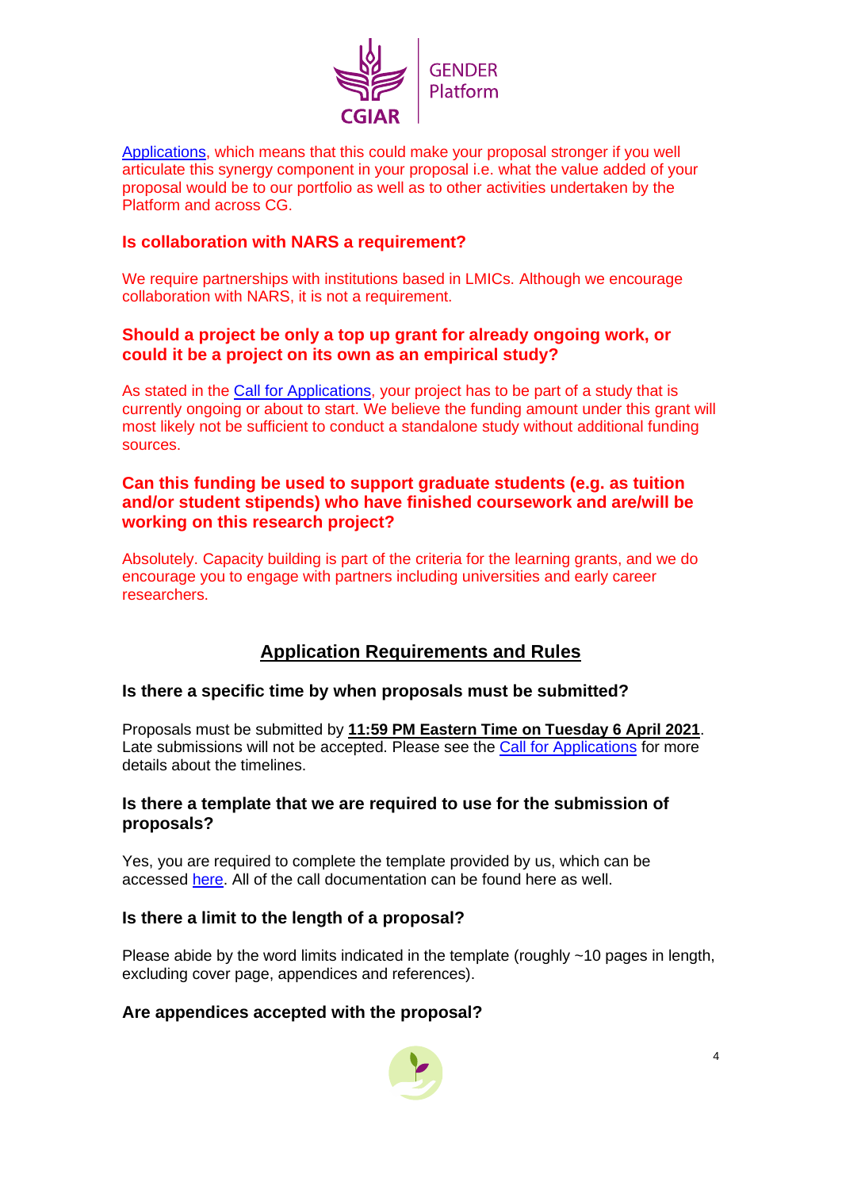Applications, which means that this could make your proposal stronger if you well articulate this synergy component in your proposal i.e. what the value added of your proposal would be to our portfolio as well as to other activities undertaken by the Platform and across CG.

### Is collaboration with NARS a requirement?

We require partnerships with institutions based in LMICs. Although we encourage collaboration with NARS, it is not a requirement.

### Should a project be only a top up grant for already ongoing work, or could it be a project on its own as an empirical study?

As stated in the Call for Applications, your project has to be part of a study that is currently ongoing or about to start. We believe the funding amount under this grant will most likely not be sufficient to conduct a standalone study without additional funding sources.

### Can this funding be used to support graduate students (e.g. as tuition and/or student stipends) who have finished coursework and are/will be working on this research project?

Absolutely. Capacity building is part of the criteria for the learning grants, and we do encourage you to engage with partners including universities and early career researchers.

## Application Requirements and Rules

### Is there a specific time by when proposals must be submitted?

Proposals must be submitted by **11:59 PM Eastern Time on Tuesday 6 April 2021**. Late submissions will not be accepted. Please see the Call for Applications for more details about the timelines.

### Is there a template that we are required to use for the submission of proposals?

Yes, you are required to complete the template provided by us, which can be accessed here. All of the call documentation can be found here as well.

### Is there a limit to the length of a proposal?

Please abide by the word limits indicated in the template (roughly ~10 pages in length, excluding cover page, appendices and references).

### Are appendices accepted with the proposal?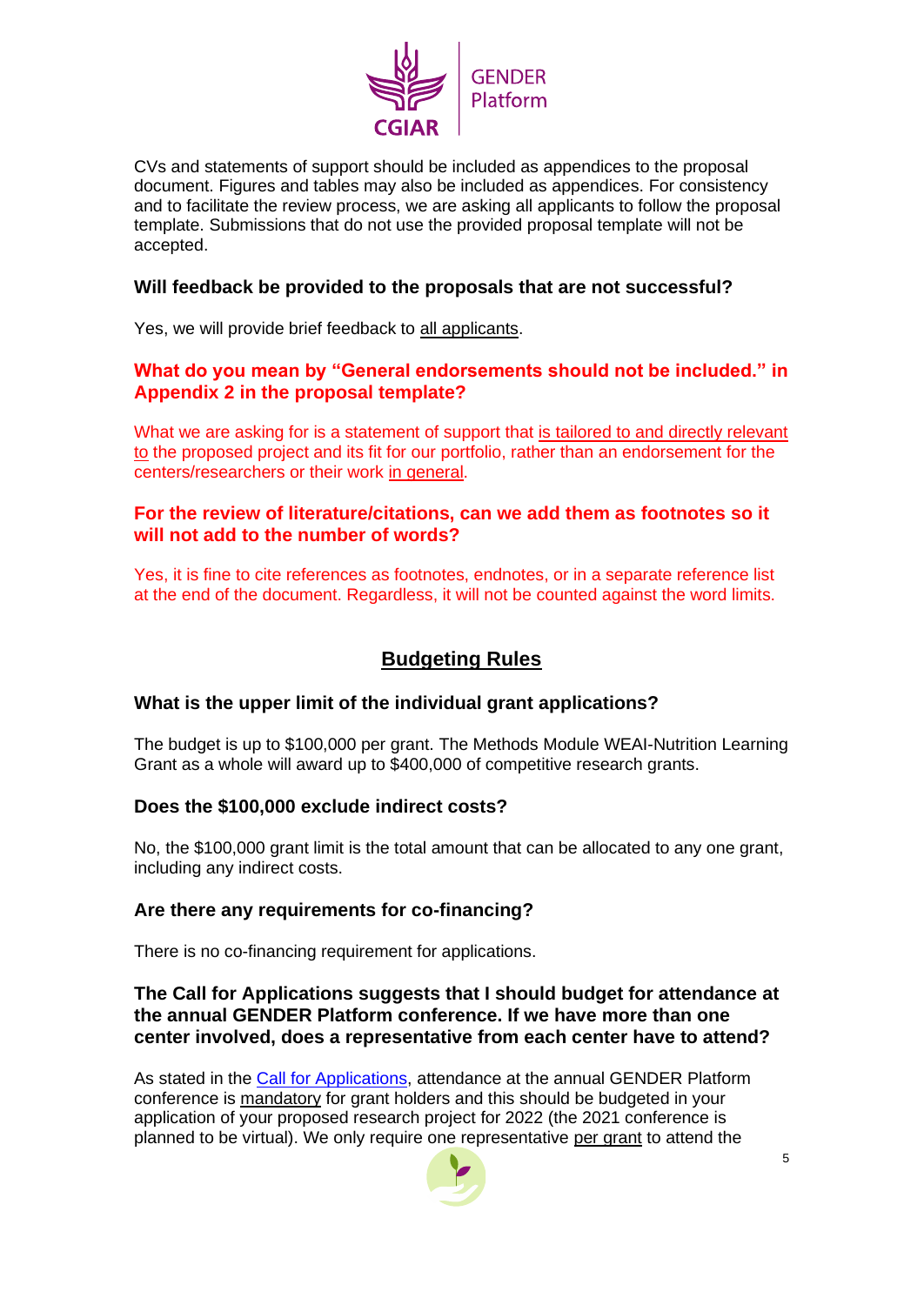CVs and statements of support should be included as appendices to the proposal document. Figures and tables may also be included as appendices. For consistency and to facilitate the review process, we are asking all applicants to follow the proposal template. Submissions that do not use the provided proposal template will not be accepted.

### Will feedback be provided to the proposals that are not successful?

Yes, we will provide brief feedback to all applicants.

### What do you mean by "General endorsements should not be included." in Appendix 2 in the proposal template?

What we are asking for is a statement of support that is tailored to and directly relevant to the proposed project and its fit for our portfolio, rather than an endorsement for the centers/researchers or their work in general.

### For the review of literature/citations, can we add them as footnotes so it will not add to the number of words?

Yes, it is fine to cite references as footnotes, endnotes, or in a separate reference list at the end of the document. Regardless, it will not be counted against the word limits.

## Budgeting Rules

### What is the upper limit of the individual grant applications?

The budget is up to $100,000 per grant. The Methods Module WEAI-Nutrition Learning Grant as a whole will award up to $400,000 of competitive research grants.

### Does the $100,000 exclude indirect costs?

No, the $100,000 grant limit is the total amount that can be allocated to any one grant, including any indirect costs.

### Are there any requirements for co-financing?

There is no co-financing requirement for applications.

### The Call for Applications suggests that I should budget for attendance at the annual GENDER Platform conference. If we have more than one center involved, does a representative from each center have to attend?

As stated in the Call for Applications, attendance at the annual GENDER Platform conference is mandatory for grant holders and this should be budgeted in your application of your proposed research project for 2022 (the 2021 conference is planned to be virtual). We only require one representative per grant to attend the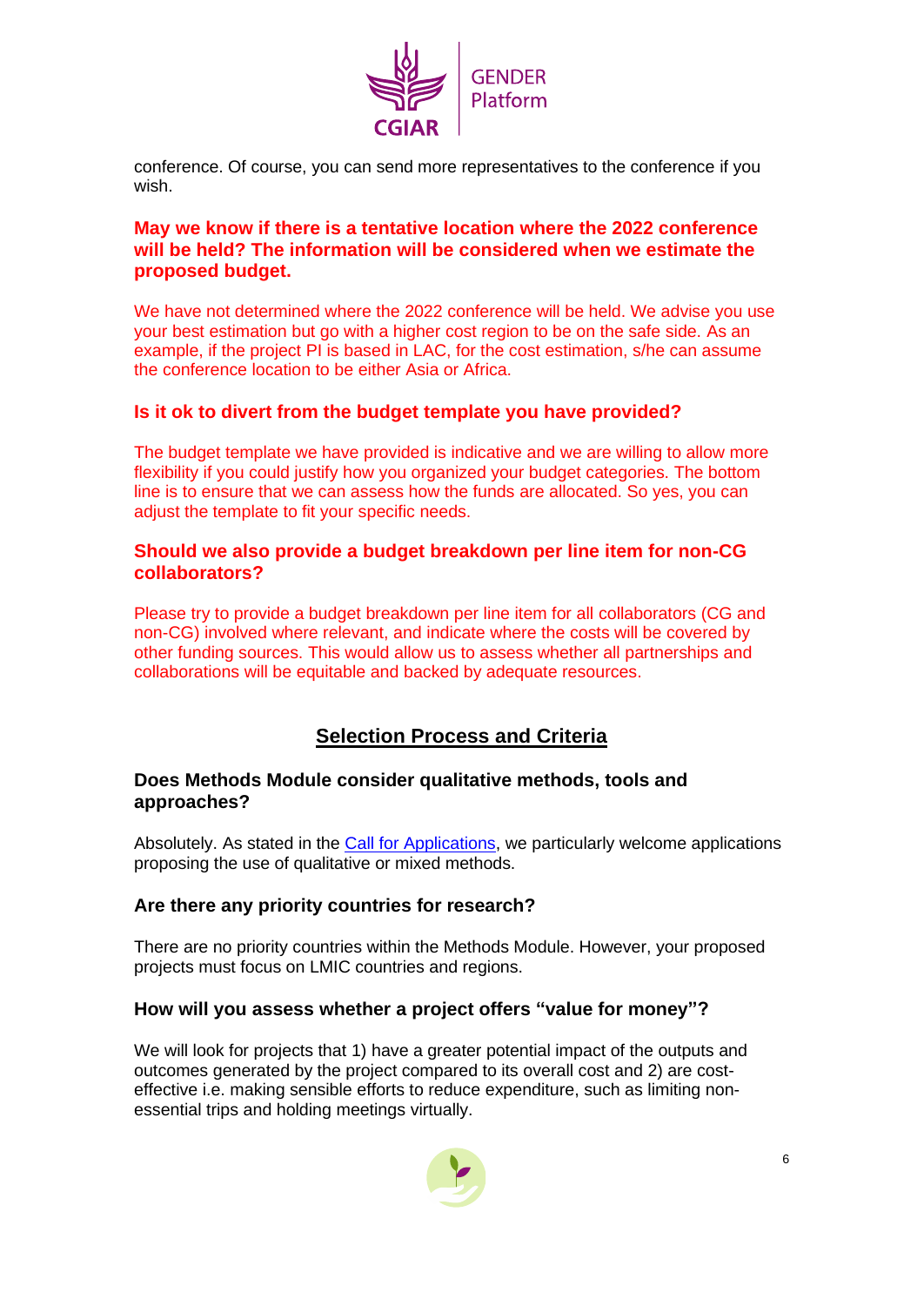conference. Of course, you can send more representatives to the conference if you wish.

**May we know if there is a tentative location where the 2022 conference will be held? The information will be considered when we estimate the proposed budget.**

We have not determined where the 2022 conference will be held. We advise you use your best estimation but go with a higher cost region to be on the safe side. As an example, if the project PI is based in LAC, for the cost estimation, s/he can assume the conference location to be either Asia or Africa.

**Is it ok to divert from the budget template you have provided?**

The budget template we have provided is indicative and we are willing to allow more flexibility if you could justify how you organized your budget categories. The bottom line is to ensure that we can assess how the funds are allocated. So yes, you can adjust the template to fit your specific needs.

**Should we also provide a budget breakdown per line item for non-CG collaborators?**

Please try to provide a budget breakdown per line item for all collaborators (CG and non-CG) involved where relevant, and indicate where the costs will be covered by other funding sources. This would allow us to assess whether all partnerships and collaborations will be equitable and backed by adequate resources.

## Selection Process and Criteria

**Does Methods Module consider qualitative methods, tools and approaches?**

Absolutely. As stated in the [Call for Applications](), we particularly welcome applications proposing the use of qualitative or mixed methods.

**Are there any priority countries for research?**

There are no priority countries within the Methods Module. However, your proposed projects must focus on LMIC countries and regions.

**How will you assess whether a project offers "value for money"?**

We will look for projects that 1) have a greater potential impact of the outputs and outcomes generated by the project compared to its overall cost and 2) are cost-effective i.e. making sensible efforts to reduce expenditure, such as limiting non-essential trips and holding meetings virtually.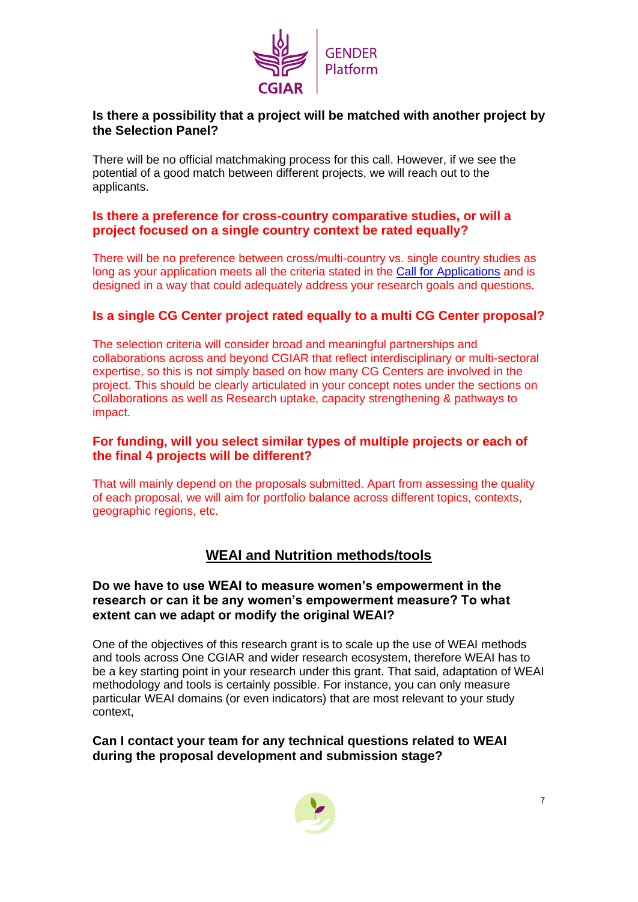**Is there a possibility that a project will be matched with another project by the Selection Panel?**

There will be no official matchmaking process for this call. However, if we see the potential of a good match between different projects, we will reach out to the applicants.

**Is there a preference for cross-country comparative studies, or will a project focused on a single country context be rated equally?**

There will be no preference between cross/multi-country vs. single country studies as long as your application meets all the criteria stated in the [Call for Applications]() and is designed in a way that could adequately address your research goals and questions.

**Is a single CG Center project rated equally to a multi CG Center proposal?**

The selection criteria will consider broad and meaningful partnerships and collaborations across and beyond CGIAR that reflect interdisciplinary or multi-sectoral expertise, so this is not simply based on how many CG Centers are involved in the project. This should be clearly articulated in your concept notes under the sections on Collaborations as well as Research uptake, capacity strengthening & pathways to impact.

**For funding, will you select similar types of multiple projects or each of the final 4 projects will be different?**

That will mainly depend on the proposals submitted. Apart from assessing the quality of each proposal, we will aim for portfolio balance across different topics, contexts, geographic regions, etc.

## WEAI and Nutrition methods/tools

**Do we have to use WEAI to measure women's empowerment in the research or can it be any women's empowerment measure? To what extent can we adapt or modify the original WEAI?**

One of the objectives of this research grant is to scale up the use of WEAI methods and tools across One CGIAR and wider research ecosystem, therefore WEAI has to be a key starting point in your research under this grant. That said, adaptation of WEAI methodology and tools is certainly possible. For instance, you can only measure particular WEAI domains (or even indicators) that are most relevant to your study context,

**Can I contact your team for any technical questions related to WEAI during the proposal development and submission stage?**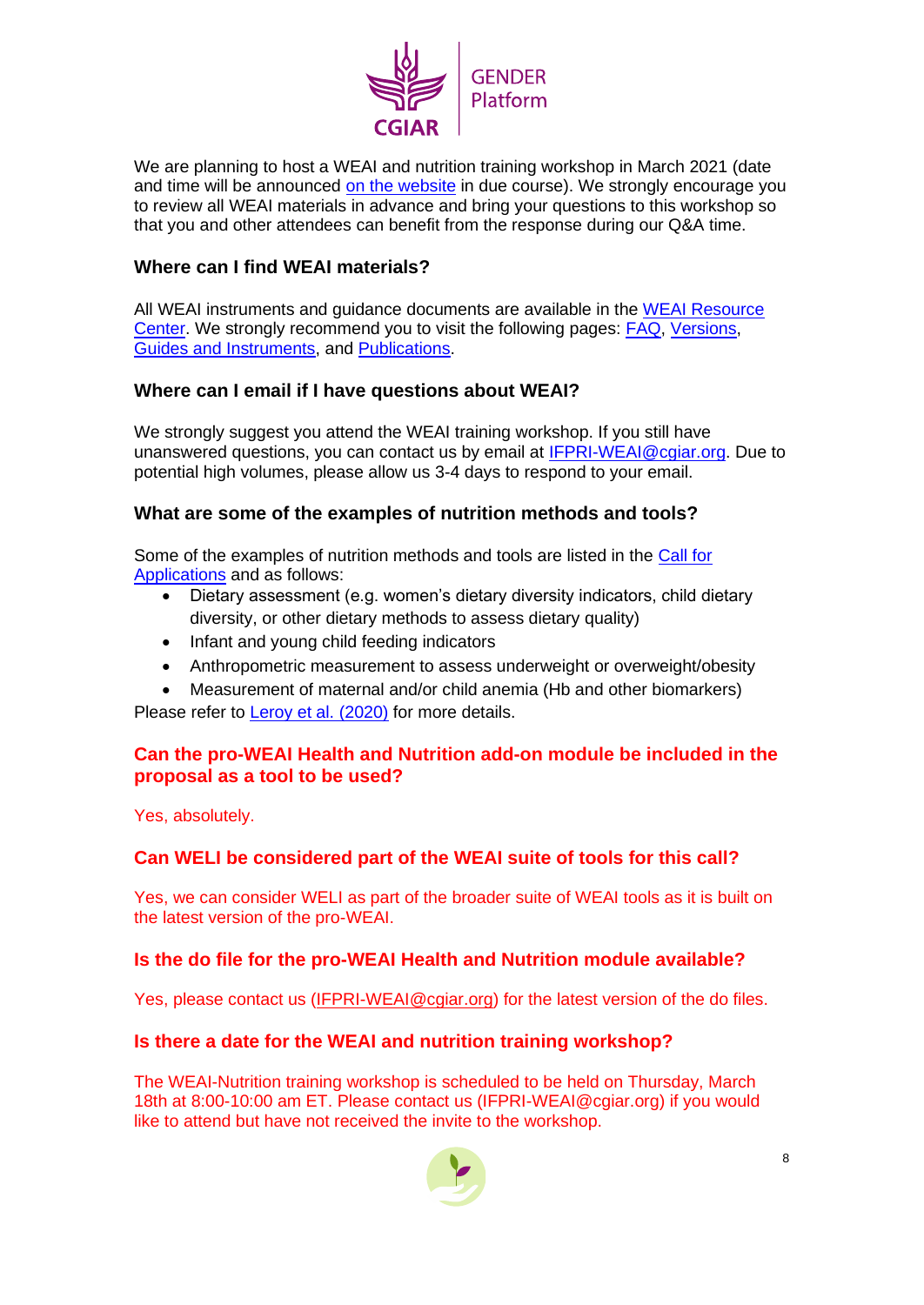We are planning to host a WEAI and nutrition training workshop in March 2021 (date and time will be announced on the website in due course). We strongly encourage you to review all WEAI materials in advance and bring your questions to this workshop so that you and other attendees can benefit from the response during our Q&A time.

### Where can I find WEAI materials?

All WEAI instruments and guidance documents are available in the WEAI Resource Center. We strongly recommend you to visit the following pages: FAQ, Versions, Guides and Instruments, and Publications.

### Where can I email if I have questions about WEAI?

We strongly suggest you attend the WEAI training workshop. If you still have unanswered questions, you can contact us by email at IFPRI-WEAI@cgiar.org. Due to potential high volumes, please allow us 3-4 days to respond to your email.

### What are some of the examples of nutrition methods and tools?

Some of the examples of nutrition methods and tools are listed in the Call for Applications and as follows:

- Dietary assessment (e.g. women's dietary diversity indicators, child dietary diversity, or other dietary methods to assess dietary quality)
- Infant and young child feeding indicators
- Anthropometric measurement to assess underweight or overweight/obesity
- Measurement of maternal and/or child anemia (Hb and other biomarkers)

Please refer to Leroy et al. (2020) for more details.

### Can the pro-WEAI Health and Nutrition add-on module be included in the proposal as a tool to be used?

Yes, absolutely.

### Can WELI be considered part of the WEAI suite of tools for this call?

Yes, we can consider WELI as part of the broader suite of WEAI tools as it is built on the latest version of the pro-WEAI.

### Is the do file for the pro-WEAI Health and Nutrition module available?

Yes, please contact us (IFPRI-WEAI@cgiar.org) for the latest version of the do files.

### Is there a date for the WEAI and nutrition training workshop?

The WEAI-Nutrition training workshop is scheduled to be held on Thursday, March 18th at 8:00-10:00 am ET. Please contact us (IFPRI-WEAI@cgiar.org) if you would like to attend but have not received the invite to the workshop.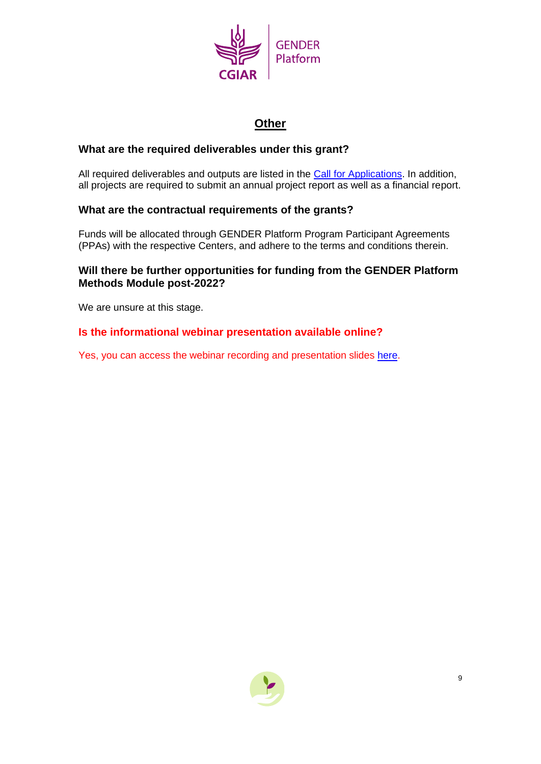## Other

### What are the required deliverables under this grant?

All required deliverables and outputs are listed in the Call for Applications. In addition, all projects are required to submit an annual project report as well as a financial report.

### What are the contractual requirements of the grants?

Funds will be allocated through GENDER Platform Program Participant Agreements (PPAs) with the respective Centers, and adhere to the terms and conditions therein.

### Will there be further opportunities for funding from the GENDER Platform Methods Module post-2022?

We are unsure at this stage.

### Is the informational webinar presentation available online?

Yes, you can access the webinar recording and presentation slides here.